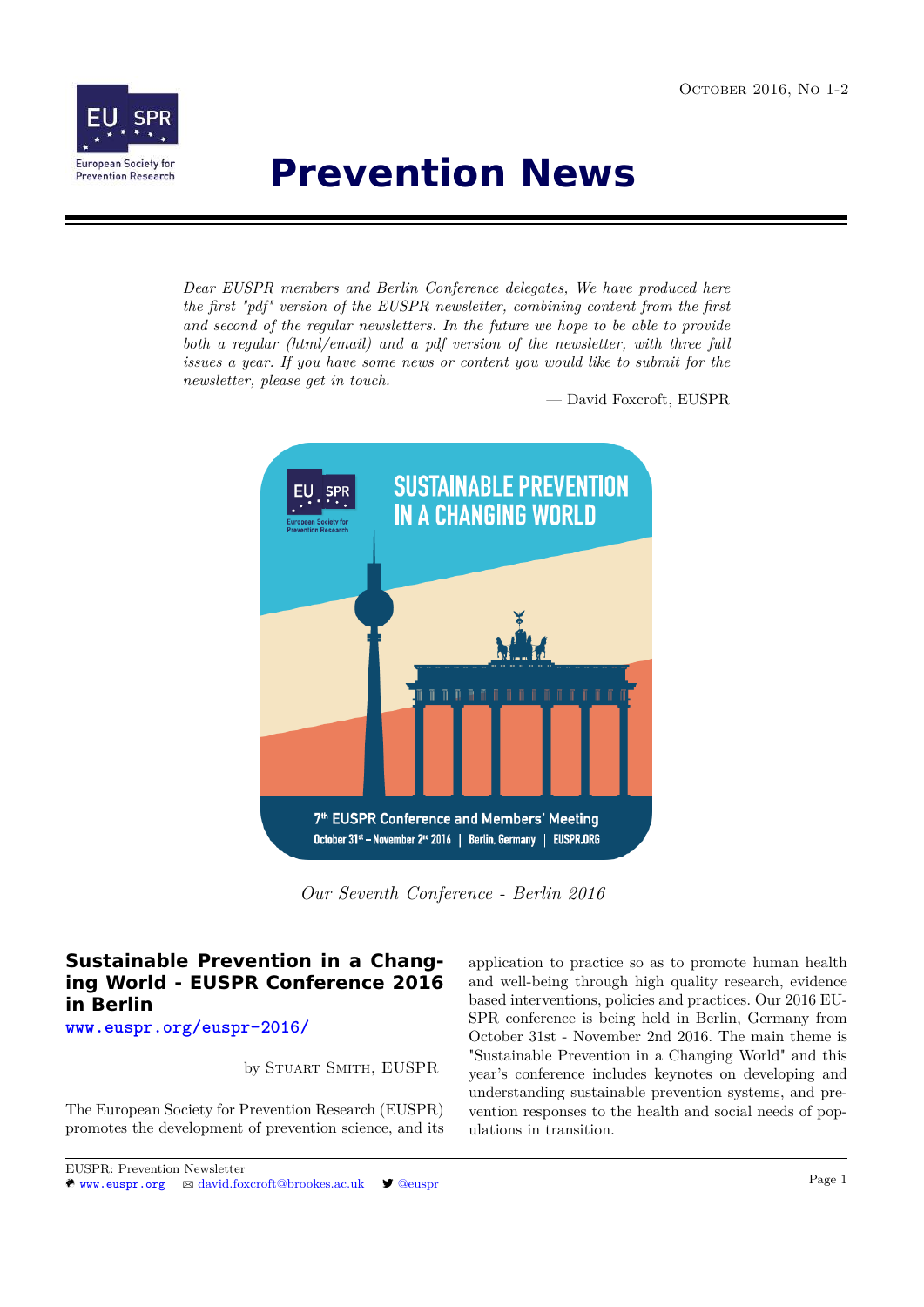# Prevention News

October 2016, No 1-2

*Dear EUSPR members and Berlin Conference delegates, We have produced here the first "pdf" version of the EUSPR newsletter, combining content from the first and second of the regular newsletters. In the future we hope to be able to provide both a regular (html/email) and a pdf version of the newsletter, with three full issues a year. If you have some news or content you would like to submit for the newsletter, please get in touch.*

— David Foxcroft, EUSPR

*Our Seventh Conference - Berlin 2016*

## Sustainable Prevention in a Changing World - EUSPR Conference 2016 in Berlin

www.euspr.org/euspr-2016/

by Stuart Smith, EUSPR

The European Society for Prevention Research (EUSPR) promotes the development of prevention science, and its application to practice so as to promote human health and well-being through high quality research, evidence based interventions, policies and practices. Our 2016 EUSPR conference is being held in Berlin, Germany from October 31st - November 2nd 2016. The main theme is "Sustainable Prevention in a Changing World" and this year's conference includes keynotes on developing and understanding sustainable prevention systems, and prevention responses to the health and social needs of populations in transition.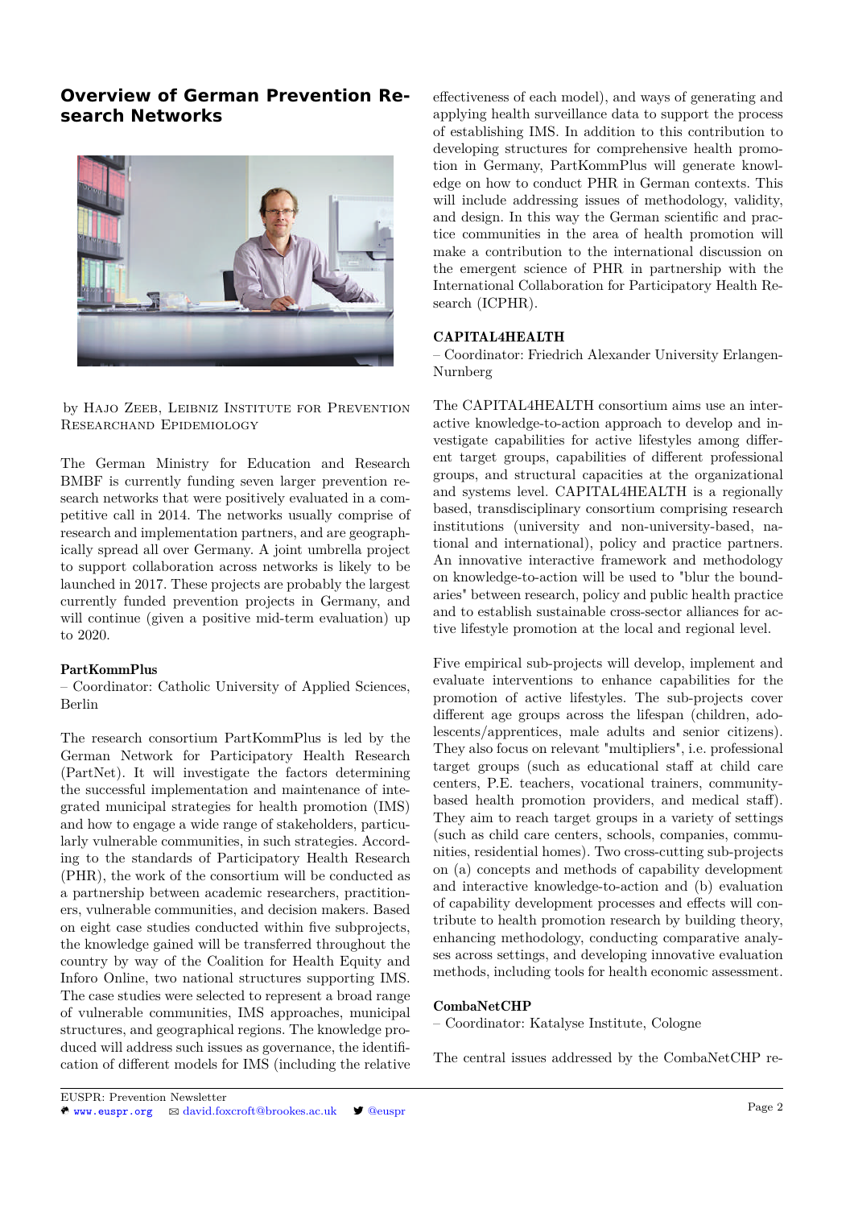## Overview of German Prevention Research Networks

by Hajo Zeeb, Leibniz Institute for Prevention Researchand Epidemiology

The German Ministry for Education and Research BMBF is currently funding seven larger prevention research networks that were positively evaluated in a competitive call in 2014. The networks usually comprise of research and implementation partners, and are geographically spread all over Germany. A joint umbrella project to support collaboration across networks is likely to be launched in 2017. These projects are probably the largest currently funded prevention projects in Germany, and will continue (given a positive mid-term evaluation) up to 2020.

**PartKommPlus**
– Coordinator: Catholic University of Applied Sciences, Berlin

The research consortium PartKommPlus is led by the German Network for Participatory Health Research (PartNet). It will investigate the factors determining the successful implementation and maintenance of integrated municipal strategies for health promotion (IMS) and how to engage a wide range of stakeholders, particularly vulnerable communities, in such strategies. According to the standards of Participatory Health Research (PHR), the work of the consortium will be conducted as a partnership between academic researchers, practitioners, vulnerable communities, and decision makers. Based on eight case studies conducted within five subprojects, the knowledge gained will be transferred throughout the country by way of the Coalition for Health Equity and Inforo Online, two national structures supporting IMS. The case studies were selected to represent a broad range of vulnerable communities, IMS approaches, municipal structures, and geographical regions. The knowledge produced will address such issues as governance, the identification of different models for IMS (including the relative effectiveness of each model), and ways of generating and applying health surveillance data to support the process of establishing IMS. In addition to this contribution to developing structures for comprehensive health promotion in Germany, PartKommPlus will generate knowledge on how to conduct PHR in German contexts. This will include addressing issues of methodology, validity, and design. In this way the German scientific and practice communities in the area of health promotion will make a contribution to the international discussion on the emergent science of PHR in partnership with the International Collaboration for Participatory Health Research (ICPHR).

**CAPITAL4HEALTH**
– Coordinator: Friedrich Alexander University Erlangen-Nurnberg

The CAPITAL4HEALTH consortium aims use an interactive knowledge-to-action approach to develop and investigate capabilities for active lifestyles among different target groups, capabilities of different professional groups, and structural capacities at the organizational and systems level. CAPITAL4HEALTH is a regionally based, transdisciplinary consortium comprising research institutions (university and non-university-based, national and international), policy and practice partners. An innovative interactive framework and methodology on knowledge-to-action will be used to "blur the boundaries" between research, policy and public health practice and to establish sustainable cross-sector alliances for active lifestyle promotion at the local and regional level.

Five empirical sub-projects will develop, implement and evaluate interventions to enhance capabilities for the promotion of active lifestyles. The sub-projects cover different age groups across the lifespan (children, adolescents/apprentices, male adults and senior citizens). They also focus on relevant "multipliers", i.e. professional target groups (such as educational staff at child care centers, P.E. teachers, vocational trainers, community-based health promotion providers, and medical staff). They aim to reach target groups in a variety of settings (such as child care centers, schools, companies, communities, residential homes). Two cross-cutting sub-projects on (a) concepts and methods of capability development and interactive knowledge-to-action and (b) evaluation of capability development processes and effects will contribute to health promotion research by building theory, enhancing methodology, conducting comparative analyses across settings, and developing innovative evaluation methods, including tools for health economic assessment.

**CombaNetCHP**
– Coordinator: Katalyse Institute, Cologne

The central issues addressed by the CombaNetCHP re-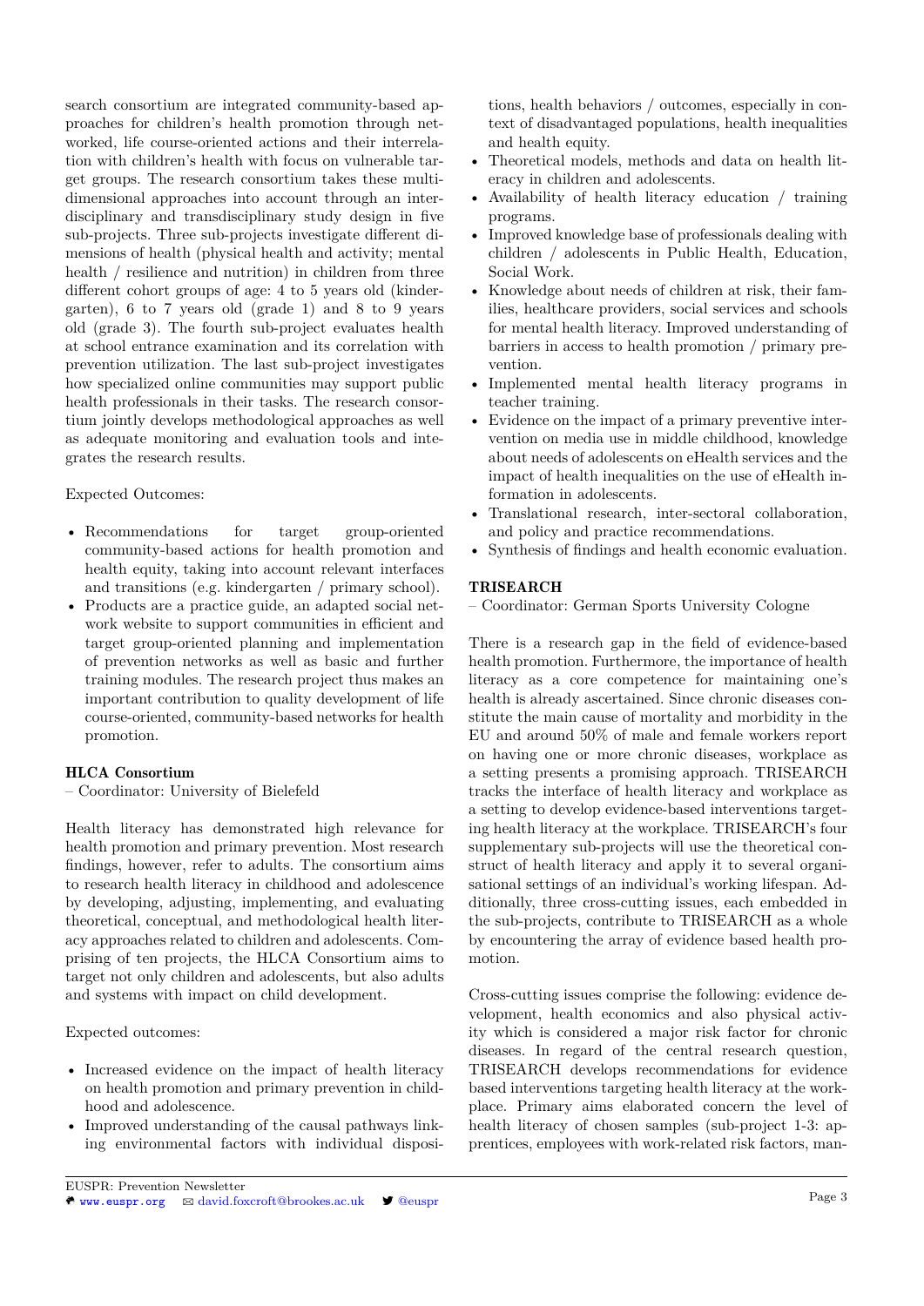search consortium are integrated community-based approaches for children's health promotion through networked, life course-oriented actions and their interrelation with children's health with focus on vulnerable target groups. The research consortium takes these multidimensional approaches into account through an interdisciplinary and transdisciplinary study design in five sub-projects. Three sub-projects investigate different dimensions of health (physical health and activity; mental health / resilience and nutrition) in children from three different cohort groups of age: 4 to 5 years old (kindergarten), 6 to 7 years old (grade 1) and 8 to 9 years old (grade 3). The fourth sub-project evaluates health at school entrance examination and its correlation with prevention utilization. The last sub-project investigates how specialized online communities may support public health professionals in their tasks. The research consortium jointly develops methodological approaches as well as adequate monitoring and evaluation tools and integrates the research results.

Expected Outcomes:

- Recommendations for target group-oriented community-based actions for health promotion and health equity, taking into account relevant interfaces and transitions (e.g. kindergarten / primary school).
- Products are a practice guide, an adapted social network website to support communities in efficient and target group-oriented planning and implementation of prevention networks as well as basic and further training modules. The research project thus makes an important contribution to quality development of life course-oriented, community-based networks for health promotion.

**HLCA Consortium**
– Coordinator: University of Bielefeld

Health literacy has demonstrated high relevance for health promotion and primary prevention. Most research findings, however, refer to adults. The consortium aims to research health literacy in childhood and adolescence by developing, adjusting, implementing, and evaluating theoretical, conceptual, and methodological health literacy approaches related to children and adolescents. Comprising of ten projects, the HLCA Consortium aims to target not only children and adolescents, but also adults and systems with impact on child development.

Expected outcomes:

- Increased evidence on the impact of health literacy on health promotion and primary prevention in childhood and adolescence.
- Improved understanding of the causal pathways linking environmental factors with individual dispositions, health behaviors / outcomes, especially in context of disadvantaged populations, health inequalities and health equity.
- Theoretical models, methods and data on health literacy in children and adolescents.
- Availability of health literacy education / training programs.
- Improved knowledge base of professionals dealing with children / adolescents in Public Health, Education, Social Work.
- Knowledge about needs of children at risk, their families, healthcare providers, social services and schools for mental health literacy. Improved understanding of barriers in access to health promotion / primary prevention.
- Implemented mental health literacy programs in teacher training.
- Evidence on the impact of a primary preventive intervention on media use in middle childhood, knowledge about needs of adolescents on eHealth services and the impact of health inequalities on the use of eHealth information in adolescents.
- Translational research, inter-sectoral collaboration, and policy and practice recommendations.
- Synthesis of findings and health economic evaluation.

**TRISEARCH**
– Coordinator: German Sports University Cologne

There is a research gap in the field of evidence-based health promotion. Furthermore, the importance of health literacy as a core competence for maintaining one's health is already ascertained. Since chronic diseases constitute the main cause of mortality and morbidity in the EU and around 50% of male and female workers report on having one or more chronic diseases, workplace as a setting presents a promising approach. TRISEARCH tracks the interface of health literacy and workplace as a setting to develop evidence-based interventions targeting health literacy at the workplace. TRISEARCH's four supplementary sub-projects will use the theoretical construct of health literacy and apply it to several organisational settings of an individual's working lifespan. Additionally, three cross-cutting issues, each embedded in the sub-projects, contribute to TRISEARCH as a whole by encountering the array of evidence based health promotion.

Cross-cutting issues comprise the following: evidence development, health economics and also physical activity which is considered a major risk factor for chronic diseases. In regard of the central research question, TRISEARCH develops recommendations for evidence based interventions targeting health literacy at the workplace. Primary aims elaborated concern the level of health literacy of chosen samples (sub-project 1-3: apprentices, employees with work-related risk factors, man-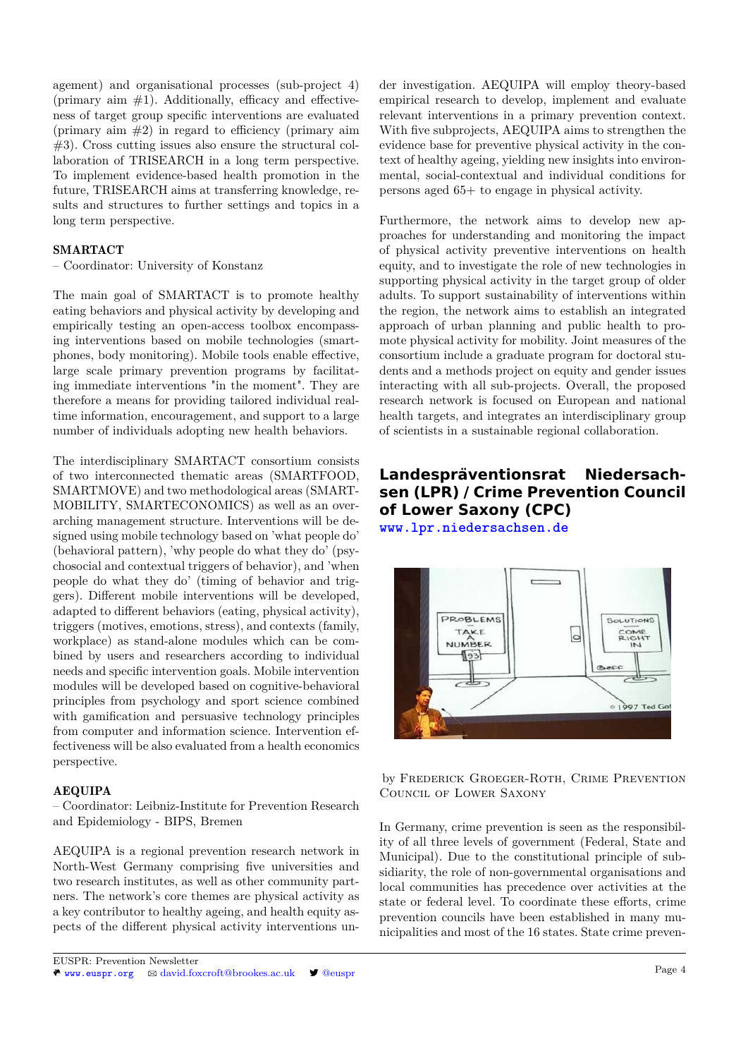agement) and organisational processes (sub-project 4) (primary aim #1). Additionally, efficacy and effectiveness of target group specific interventions are evaluated (primary aim #2) in regard to efficiency (primary aim #3). Cross cutting issues also ensure the structural collaboration of TRISEARCH in a long term perspective. To implement evidence-based health promotion in the future, TRISEARCH aims at transferring knowledge, results and structures to further settings and topics in a long term perspective.

**SMARTACT**
– Coordinator: University of Konstanz

The main goal of SMARTACT is to promote healthy eating behaviors and physical activity by developing and empirically testing an open-access toolbox encompassing interventions based on mobile technologies (smartphones, body monitoring). Mobile tools enable effective, large scale primary prevention programs by facilitating immediate interventions "in the moment". They are therefore a means for providing tailored individual real-time information, encouragement, and support to a large number of individuals adopting new health behaviors.

The interdisciplinary SMARTACT consortium consists of two interconnected thematic areas (SMARTFOOD, SMARTMOVE) and two methodological areas (SMARTMOBILITY, SMARTECONOMICS) as well as an overarching management structure. Interventions will be designed using mobile technology based on 'what people do' (behavioral pattern), 'why people do what they do' (psychosocial and contextual triggers of behavior), and 'when people do what they do' (timing of behavior and triggers). Different mobile interventions will be developed, adapted to different behaviors (eating, physical activity), triggers (motives, emotions, stress), and contexts (family, workplace) as stand-alone modules which can be combined by users and researchers according to individual needs and specific intervention goals. Mobile intervention modules will be developed based on cognitive-behavioral principles from psychology and sport science combined with gamification and persuasive technology principles from computer and information science. Intervention effectiveness will be also evaluated from a health economics perspective.

**AEQUIPA**
– Coordinator: Leibniz-Institute for Prevention Research and Epidemiology - BIPS, Bremen

AEQUIPA is a regional prevention research network in North-West Germany comprising five universities and two research institutes, as well as other community partners. The network's core themes are physical activity as a key contributor to healthy ageing, and health equity aspects of the different physical activity interventions under investigation. AEQUIPA will employ theory-based empirical research to develop, implement and evaluate relevant interventions in a primary prevention context. With five subprojects, AEQUIPA aims to strengthen the evidence base for preventive physical activity in the context of healthy ageing, yielding new insights into environmental, social-contextual and individual conditions for persons aged 65+ to engage in physical activity.

Furthermore, the network aims to develop new approaches for understanding and monitoring the impact of physical activity preventive interventions on health equity, and to investigate the role of new technologies in supporting physical activity in the target group of older adults. To support sustainability of interventions within the region, the network aims to establish an integrated approach of urban planning and public health to promote physical activity for mobility. Joint measures of the consortium include a graduate program for doctoral students and a methods project on equity and gender issues interacting with all sub-projects. Overall, the proposed research network is focused on European and national health targets, and integrates an interdisciplinary group of scientists in a sustainable regional collaboration.

## Landespräventionsrat Niedersachsen (LPR) / Crime Prevention Council of Lower Saxony (CPC)

www.lpr.niedersachsen.de

by Frederick Groeger-Roth, Crime Prevention Council of Lower Saxony

In Germany, crime prevention is seen as the responsibility of all three levels of government (Federal, State and Municipal). Due to the constitutional principle of subsidiarity, the role of non-governmental organisations and local communities has precedence over activities at the state or federal level. To coordinate these efforts, crime prevention councils have been established in many municipalities and most of the 16 states. State crime preven-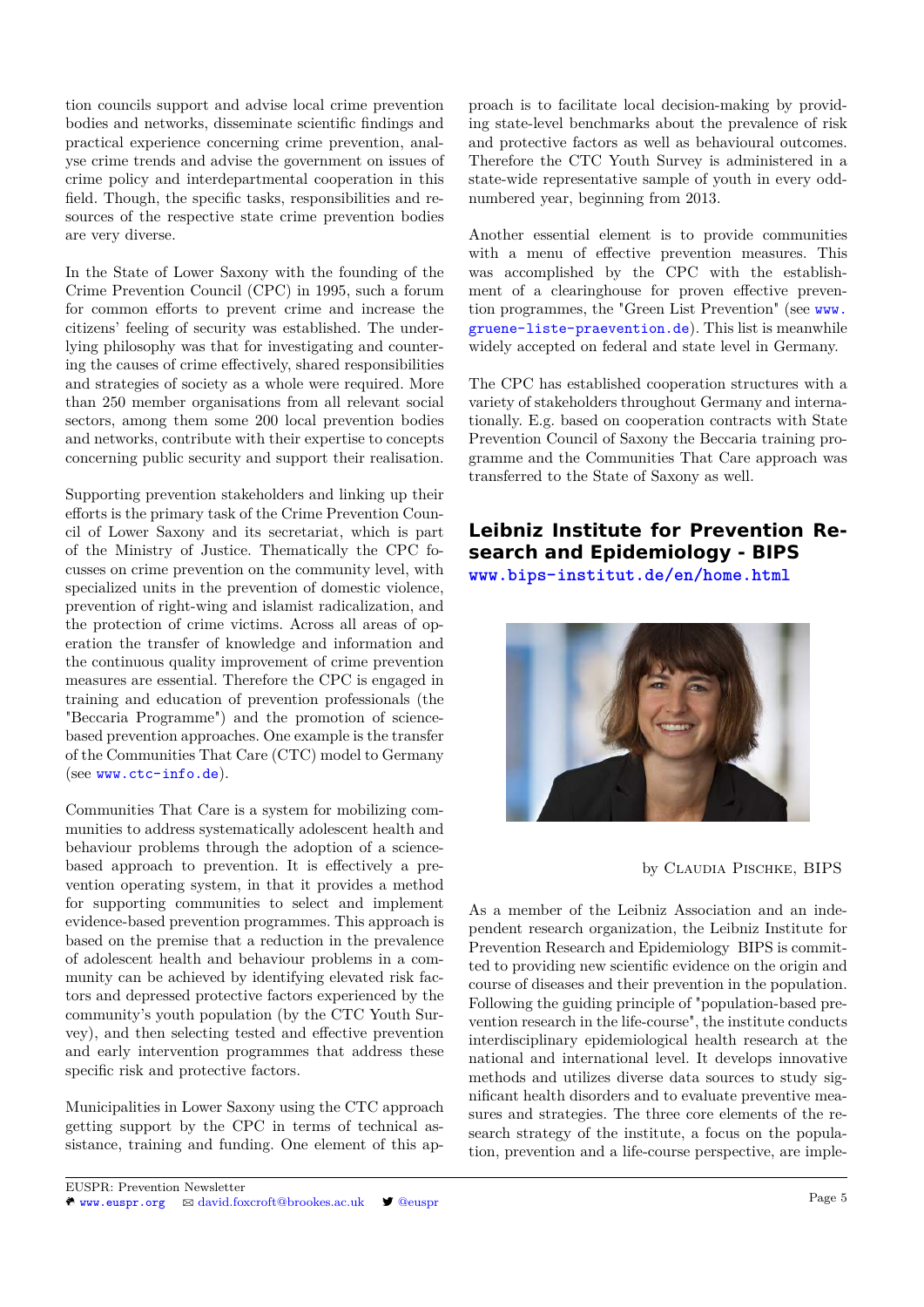tion councils support and advise local crime prevention bodies and networks, disseminate scientific findings and practical experience concerning crime prevention, analyse crime trends and advise the government on issues of crime policy and interdepartmental cooperation in this field. Though, the specific tasks, responsibilities and resources of the respective state crime prevention bodies are very diverse.

In the State of Lower Saxony with the founding of the Crime Prevention Council (CPC) in 1995, such a forum for common efforts to prevent crime and increase the citizens' feeling of security was established. The underlying philosophy was that for investigating and countering the causes of crime effectively, shared responsibilities and strategies of society as a whole were required. More than 250 member organisations from all relevant social sectors, though, among them some 200 local prevention bodies and networks, contribute with their expertise to concepts concerning public security and support their realisation.

Supporting prevention stakeholders and linking up their efforts is the primary task of the Crime Prevention Council of Lower Saxony and its secretariat, which is part of the Ministry of Justice. Thematically the CPC focusses on crime prevention on the community level, with specialized units in the prevention of domestic violence, prevention of right-wing and islamist radicalization, and the protection of crime victims. Across all areas of operation the transfer of knowledge and information and the continuous quality improvement of crime prevention measures are essential. Therefore the CPC is engaged in training and education of prevention professionals (the "Beccaria Programme") and the promotion of science-based prevention approaches. One example is the transfer of the Communities That Care (CTC) model to Germany (see www.ctc-info.de).

Communities That Care is a system for mobilizing communities to address systematically adolescent health and behaviour problems through the adoption of a science-based approach to prevention. It is effectively a prevention operating system, in that it provides a method for supporting communities to select and implement evidence-based prevention programmes. This approach is based on the premise that a reduction in the prevalence of adolescent health and behaviour problems in a community can be achieved by identifying elevated risk factors and depressed protective factors experienced by the community's youth population (by the CTC Youth Survey), and then selecting tested and effective prevention and early intervention programmes that address these specific risk and protective factors.

Municipalities in Lower Saxony using the CTC approach getting support by the CPC in terms of technical assistance, training and funding. One element of this approach is to facilitate local decision-making by providing state-level benchmarks about the prevalence of risk and protective factors as well as behavioural outcomes. Therefore the CTC Youth Survey is administered in a state-wide representative sample of youth in every odd-numbered year, beginning from 2013.

Another essential element is to provide communities with a menu of effective prevention measures. This was accomplished by the CPC with the establishment of a clearinghouse for proven effective prevention programmes, the "Green List Prevention" (see www.gruene-liste-praevention.de). This list is meanwhile widely accepted on federal and state level in Germany.

The CPC has established cooperation structures with a variety of stakeholders throughout Germany and internationally. E.g. based on cooperation contracts with State Prevention Council of Saxony the Beccaria training programme and the Communities That Care approach was transferred to the State of Saxony as well.

## Leibniz Institute for Prevention Research and Epidemiology - BIPS

www.bips-institut.de/en/home.html

by Claudia Pischke, BIPS

As a member of the Leibniz Association and an independent research organization, the Leibniz Institute for Prevention Research and Epidemiology BIPS is committed to providing new scientific evidence on the origin and course of diseases and their prevention in the population. Following the guiding principle of "population-based prevention research in the life-course", the institute conducts interdisciplinary epidemiological health research at the national and international level. It develops innovative methods and utilizes diverse data sources to study significant health disorders and to evaluate preventive measures and strategies. The three core elements of the research strategy of the institute, a focus on the population, prevention and a life-course perspective, are imple-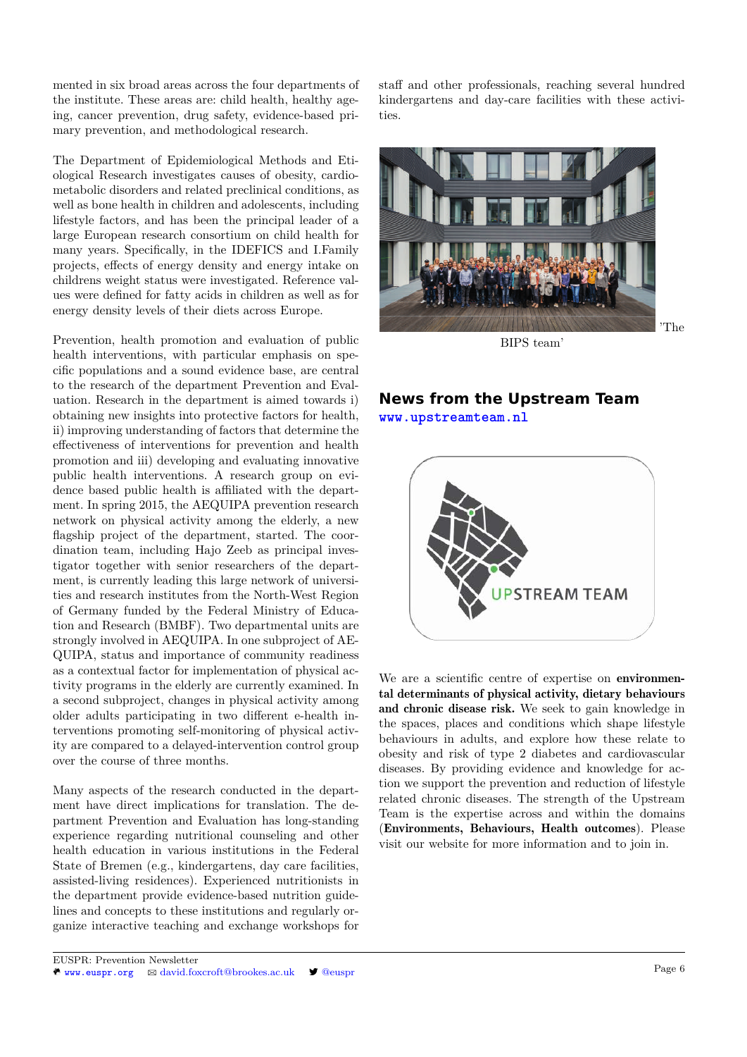mented in six broad areas across the four departments of the institute. These areas are: child health, healthy ageing, cancer prevention, drug safety, evidence-based primary prevention, and methodological research.

The Department of Epidemiological Methods and Etiological Research investigates causes of obesity, cardiometabolic disorders and related preclinical conditions, as well as bone health in children and adolescents, including lifestyle factors, and has been the principal leader of a large European research consortium on child health for many years. Specifically, in the IDEFICS and I.Family projects, effects of energy density and energy intake on childrens weight status were investigated. Reference values were defined for fatty acids in children as well as for energy density levels of their diets across Europe.

Prevention, health promotion and evaluation of public health interventions, with particular emphasis on specific populations and a sound evidence base, are central to the research of the department Prevention and Evaluation. Research in the department is aimed towards i) obtaining new insights into protective factors for health, ii) improving understanding of factors that determine the effectiveness of interventions for prevention and health promotion and iii) developing and evaluating innovative public health interventions. A research group on evidence based public health is affiliated with the department. In spring 2015, the AEQUIPA prevention research network on physical activity among the elderly, a new flagship project of the department, started. The coordination team, including Hajo Zeeb as principal investigator together with senior researchers of the department, is currently leading this large network of universities and research institutes from the North-West Region of Germany funded by the Federal Ministry of Education and Research (BMBF). Two departmental units are strongly involved in AEQUIPA. In one subproject of AEQUIPA, status and importance of community readiness as a contextual factor for implementation of physical activity programs in the elderly are currently examined. In a second subproject, changes in physical activity among older adults participating in two different e-health interventions promoting self-monitoring of physical activity are compared to a delayed-intervention control group over the course of three months.

Many aspects of the research conducted in the department have direct implications for translation. The department Prevention and Evaluation has long-standing experience regarding nutritional counseling and other health education in various institutions in the Federal State of Bremen (e.g., kindergartens, day care facilities, assisted-living residences). Experienced nutritionists in the department provide evidence-based nutrition guidelines and concepts to these institutions and regularly organize interactive teaching and exchange workshops for staff and other professionals, reaching several hundred kindergartens and day-care facilities with these activities.

'The BIPS team'

## News from the Upstream Team

www.upstreamteam.nl

We are a scientific centre of expertise on **environmental determinants of physical activity, dietary behaviours and chronic disease risk.** We seek to gain knowledge in the spaces, places and conditions which shape lifestyle behaviours in adults, and explore how these relate to obesity and risk of type 2 diabetes and cardiovascular diseases. By providing evidence and knowledge for action we support the prevention and reduction of lifestyle related chronic diseases. The strength of the Upstream Team is the expertise across and within the domains (**Environments, Behaviours, Health outcomes**). Please visit our website for more information and to join in.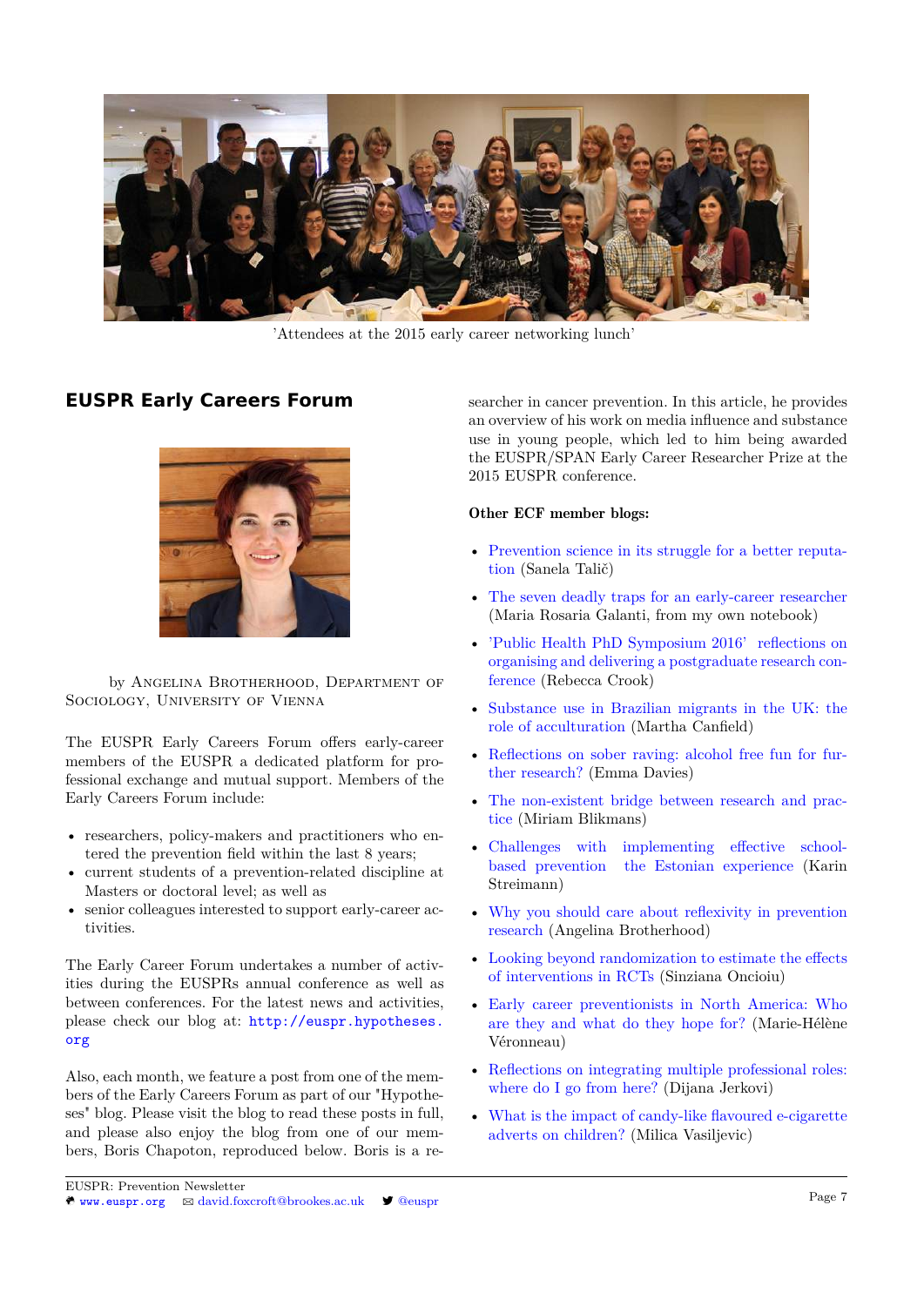'Attendees at the 2015 early career networking lunch'

## EUSPR Early Careers Forum

by Angelina Brotherhood, Department of Sociology, University of Vienna

The EUSPR Early Careers Forum offers early-career members of the EUSPR a dedicated platform for professional exchange and mutual support. Members of the Early Careers Forum include:

- researchers, policy-makers and practitioners who entered the prevention field within the last 8 years;
- current students of a prevention-related discipline at Masters or doctoral level; as well as
- senior colleagues interested to support early-career activities.

The Early Career Forum undertakes a number of activities during the EUSPRs annual conference as well as between conferences. For the latest news and activities, please check our blog at: http://euspr.hypotheses.org

Also, each month, we feature a post from one of the members of the Early Careers Forum as part of our "Hypotheses" blog. Please visit the blog to read these posts in full, and please also enjoy the blog from one of our members, Boris Chapoton, reproduced below. Boris is a researcher in cancer prevention. In this article, he provides an overview of his work on media influence and substance use in young people, which led to him being awarded the EUSPR/SPAN Early Career Researcher Prize at the 2015 EUSPR conference.

**Other ECF member blogs:**

- Prevention science in its struggle for a better reputation (Sanela Talič)
- The seven deadly traps for an early-career researcher (Maria Rosaria Galanti, from my own notebook)
- 'Public Health PhD Symposium 2016' reflections on organising and delivering a postgraduate research conference (Rebecca Crook)
- Substance use in Brazilian migrants in the UK: the role of acculturation (Martha Canfield)
- Reflections on sober raving: alcohol free fun for further research? (Emma Davies)
- The non-existent bridge between research and practice (Miriam Blikmans)
- Challenges with implementing effective school-based prevention the Estonian experience (Karin Streimann)
- Why you should care about reflexivity in prevention research (Angelina Brotherhood)
- Looking beyond randomization to estimate the effects of interventions in RCTs (Sinziana Oncioiu)
- Early career preventionists in North America: Who are they and what do they hope for? (Marie-Hélène Véronneau)
- Reflections on integrating multiple professional roles: where do I go from here? (Dijana Jerkovi)
- What is the impact of candy-like flavoured e-cigarette adverts on children? (Milica Vasiljevic)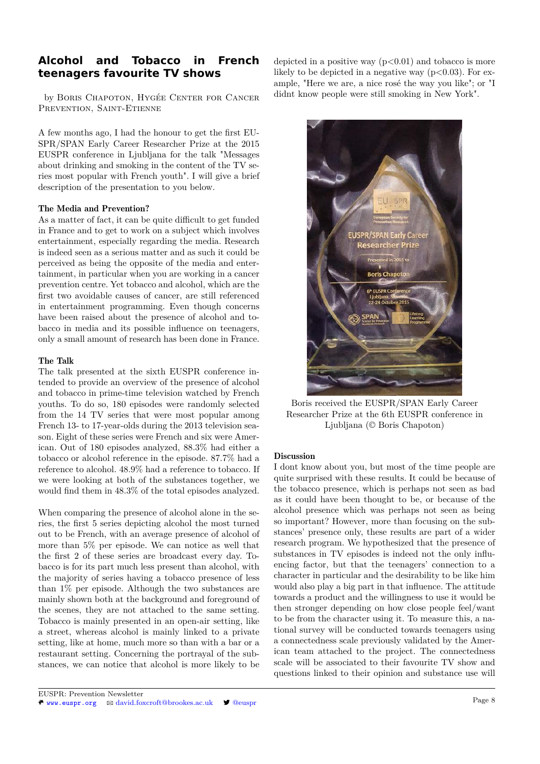## Alcohol and Tobacco in French teenagers favourite TV shows

by Boris Chapoton, Hygée Center for Cancer Prevention, Saint-Etienne

A few months ago, I had the honour to get the first EUSPR/SPAN Early Career Researcher Prize at the 2015 EUSPR conference in Ljubljana for the talk "Messages about drinking and smoking in the content of the TV series most popular with French youth". I will give a brief description of the presentation to you below.

### The Media and Prevention?

As a matter of fact, it can be quite difficult to get funded in France and to get to work on a subject which involves entertainment, especially regarding the media. Research is indeed seen as a serious matter and as such it could be perceived as being the opposite of the media and entertainment, in particular when you are working in a cancer prevention centre. Yet tobacco and alcohol, which are the first two avoidable causes of cancer, are still referenced in entertainment programming. Even though concerns have been raised about the presence of alcohol and tobacco in media and its possible influence on teenagers, only a small amount of research has been done in France.

### The Talk

The talk presented at the sixth EUSPR conference intended to provide an overview of the presence of alcohol and tobacco in prime-time television watched by French youths. To do so, 180 episodes were randomly selected from the 14 TV series that were most popular among French 13- to 17-year-olds during the 2013 television season. Eight of these series were French and six were American. Out of 180 episodes analyzed, 88.3% had either a tobacco or alcohol reference in the episode. 87.7% had a reference to alcohol. 48.9% had a reference to tobacco. If we were looking at both of the substances together, we would find them in 48.3% of the total episodes analyzed.

When comparing the presence of alcohol alone in the series, the first 5 series depicting alcohol the most turned out to be French, with an average presence of alcohol of more than 5% per episode. We can notice as well that the first 2 of these series are broadcast every day. Tobacco is for its part much less present than alcohol, with the majority of series having a tobacco presence of less than 1% per episode. Although the two substances are mainly shown both at the background and foreground of the scenes, they are not attached to the same setting. Tobacco is mainly presented in an open-air setting, like a street, whereas alcohol is mainly linked to a private setting, like at home, much more so than with a bar or a restaurant setting. Concerning the portrayal of the substances, we can notice that alcohol is more likely to be depicted in a positive way ($p<0.01$) and tobacco is more likely to be depicted in a negative way ($p<0.03$). For example, "Here we are, a nice rosé the way you like"; or "I didnt know people were still smoking in New York".

Boris received the EUSPR/SPAN Early Career Researcher Prize at the 6th EUSPR conference in Ljubljana (© Boris Chapoton)

### Discussion

I dont know about you, but most of the time people are quite surprised with these results. It could be because of the tobacco presence, which is perhaps not seen as bad as it could have been thought to be, or because of the alcohol presence which was perhaps not seen as being so important? However, more than focusing on the substances' presence only, these results are part of a wider research program. We hypothesized that the presence of substances in TV episodes is indeed not the only influencing factor, but that the teenagers' connection to a character in particular and the desirability to be like him would also play a big part in that influence. The attitude towards a product and the willingness to use it would be then stronger depending on how close people feel/want to be from the character using it. To measure this, a national survey will be conducted towards teenagers using a connectedness scale previously validated by the American team attached to the project. The connectedness scale will be associated to their favourite TV show and questions linked to their opinion and substance use will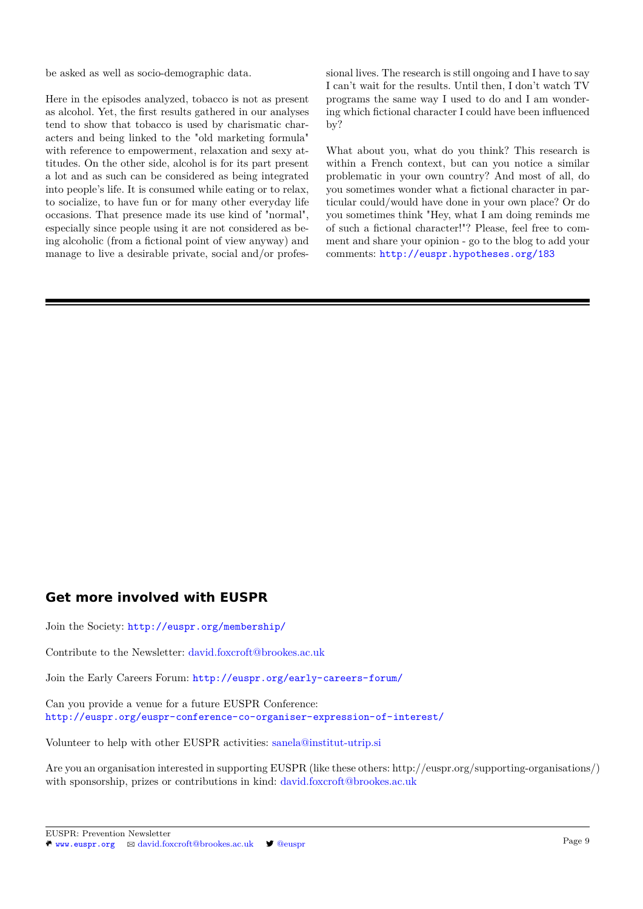be asked as well as socio-demographic data.

Here in the episodes analyzed, tobacco is not as present as alcohol. Yet, the first results gathered in our analyses tend to show that tobacco is used by charismatic characters and being linked to the "old marketing formula" with reference to empowerment, relaxation and sexy attitudes. On the other side, alcohol is for its part present a lot and as such can be considered as being integrated into people's life. It is consumed while eating or to relax, to socialize, to have fun or for many other everyday life occasions. That presence made its use kind of "normal", especially since people using it are not considered as being alcoholic (from a fictional point of view anyway) and manage to live a desirable private, social and/or professional lives. The research is still ongoing and I have to say I can't wait for the results. Until then, I don't watch TV programs the same way I used to do and I am wondering which fictional character I could have been influenced by?

What about you, what do you think? This research is within a French context, but can you notice a similar problematic in your own country? And most of all, do you sometimes wonder what a fictional character in particular could/would have done in your own place? Or do you sometimes think "Hey, what I am doing reminds me of such a fictional character!"? Please, feel free to comment and share your opinion - go to the blog to add your comments: http://euspr.hypotheses.org/183

---

## Get more involved with EUSPR

Join the Society: http://euspr.org/membership/

Contribute to the Newsletter: david.foxcroft@brookes.ac.uk

Join the Early Careers Forum: http://euspr.org/early-careers-forum/

Can you provide a venue for a future EUSPR Conference:
http://euspr.org/euspr-conference-co-organiser-expression-of-interest/

Volunteer to help with other EUSPR activities: sanela@institut-utrip.si

Are you an organisation interested in supporting EUSPR (like these others: http://euspr.org/supporting-organisations/) with sponsorship, prizes or contributions in kind: david.foxcroft@brookes.ac.uk